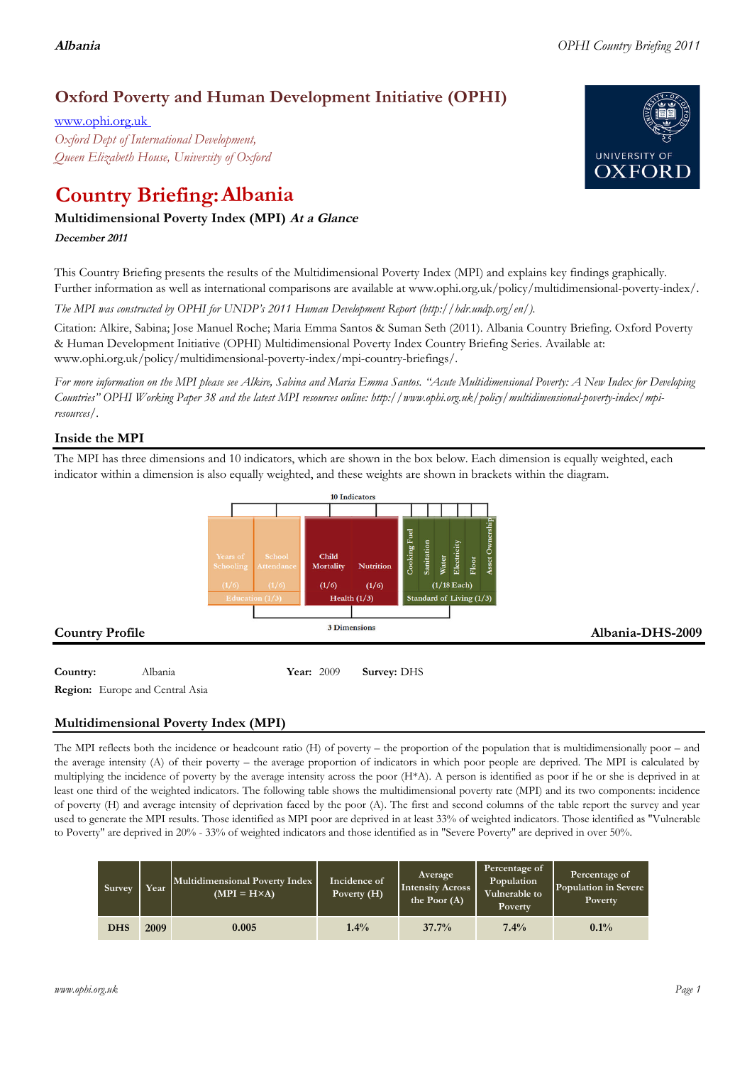# Oxford Poverty and Human Development Initiative (OPHI)

www.ophi.org.uk

*Oxford Dept of International Development,*
*Queen Elizabeth House, University of Oxford*

# Country Briefing: Albania

### Multidimensional Poverty Index (MPI) *At a Glance*

**December 2011**

This Country Briefing presents the results of the Multidimensional Poverty Index (MPI) and explains key findings graphically. Further information as well as international comparisons are available at www.ophi.org.uk/policy/multidimensional-poverty-index/.

*The MPI was constructed by OPHI for UNDP's 2011 Human Development Report (http://hdr.undp.org/en/).*

Citation: Alkire, Sabina; Jose Manuel Roche; Maria Emma Santos & Suman Seth (2011). Albania Country Briefing. Oxford Poverty & Human Development Initiative (OPHI) Multidimensional Poverty Index Country Briefing Series. Available at: www.ophi.org.uk/policy/multidimensional-poverty-index/mpi-country-briefings/.

*For more information on the MPI please see Alkire, Sabina and Maria Emma Santos. "Acute Multidimensional Poverty: A New Index for Developing Countries" OPHI Working Paper 38 and the latest MPI resources online: http://www.ophi.org.uk/policy/multidimensional-poverty-index/mpi-resources/.*

## Inside the MPI

The MPI has three dimensions and 10 indicators, which are shown in the box below. Each dimension is equally weighted, each indicator within a dimension is also equally weighted, and these weights are shown in brackets within the diagram.

10 Indicators

- Education (1/3): Years of Schooling (1/6), School Attendance (1/6)
- Health (1/3): Child Mortality (1/6), Nutrition (1/6)
- Standard of Living (1/3): Cooking Fuel, Sanitation, Water, Electricity, Floor, Asset Ownership (1/18 Each)

3 Dimensions

## Country Profile

**Albania-DHS-2009**

**Country:** Albania **Year:** 2009 **Survey:** DHS

**Region:** Europe and Central Asia

## Multidimensional Poverty Index (MPI)

The MPI reflects both the incidence or headcount ratio (H) of poverty – the proportion of the population that is multidimensionally poor – and the average intensity (A) of their poverty – the average proportion of indicators in which poor people are deprived. The MPI is calculated by multiplying the incidence of poverty by the average intensity across the poor (H*A). A person is identified as poor if he or she is deprived in at least one third of the weighted indicators. The following table shows the multidimensional poverty rate (MPI) and its two components: incidence of poverty (H) and average intensity of deprivation faced by the poor (A). The first and second columns of the table report the survey and year used to generate the MPI results. Those identified as MPI poor are deprived in at least 33% of weighted indicators. Those identified as "Vulnerable to Poverty" are deprived in 20% - 33% of weighted indicators and those identified as in "Severe Poverty" are deprived in over 50%.

| Survey | Year | Multidimensional Poverty Index (MPI = H×A) | Incidence of Poverty (H) | Average Intensity Across the Poor (A) | Percentage of Population Vulnerable to Poverty | Percentage of Population in Severe Poverty |
|---|---|---|---|---|---|---|
| DHS | 2009 | 0.005 | 1.4% | 37.7% | 7.4% | 0.1% |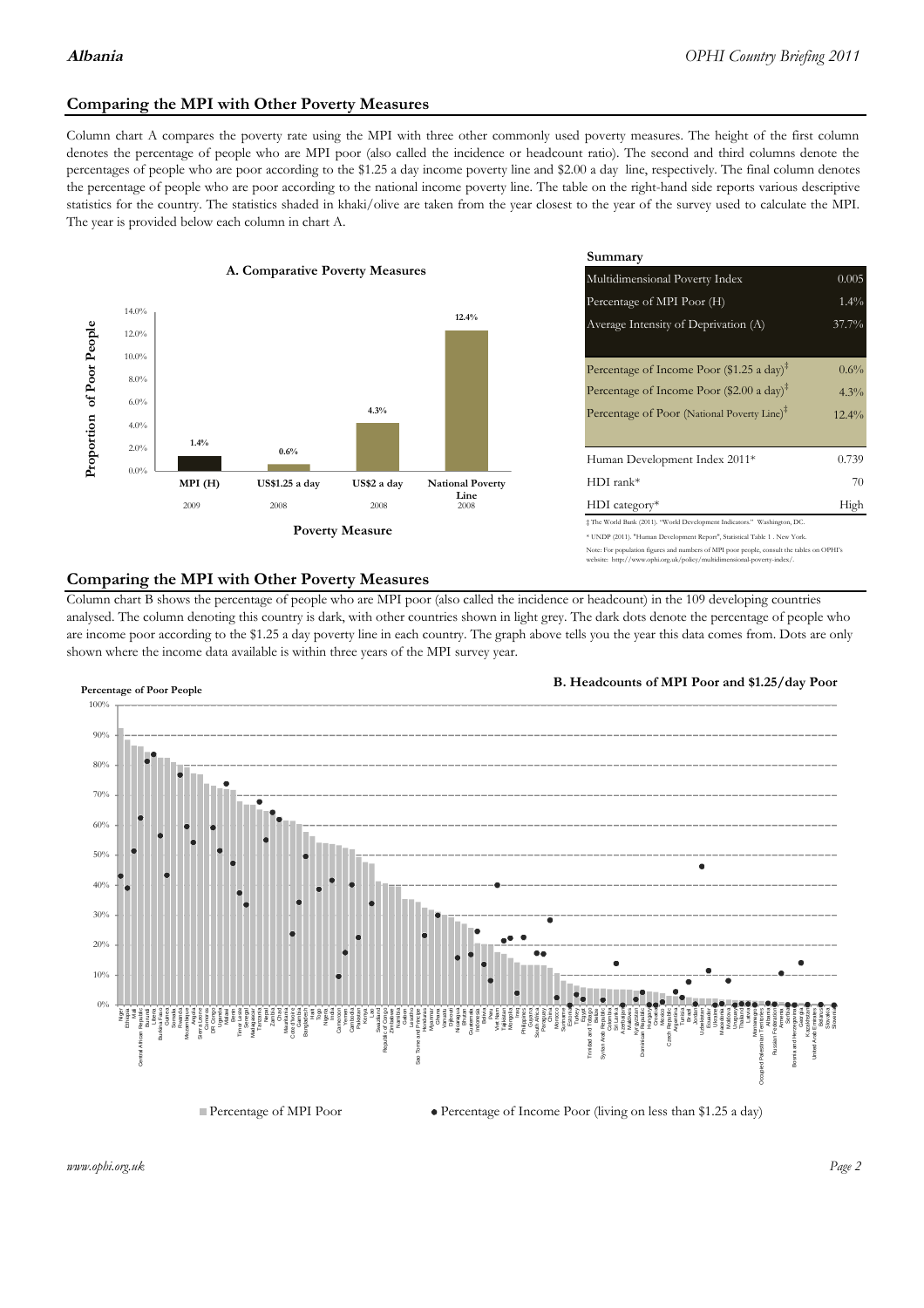## Comparing the MPI with Other Poverty Measures

Column chart A compares the poverty rate using the MPI with three other commonly used poverty measures. The height of the first column denotes the percentage of people who are MPI poor (also called the incidence or headcount ratio). The second and third columns denote the percentages of people who are poor according to the $1.25 a day income poverty line and $2.00 a day line, respectively. The final column denotes the percentage of people who are poor according to the national income poverty line. The table on the right-hand side reports various descriptive statistics for the country. The statistics shaded in khaki/olive are taken from the year closest to the year of the survey used to calculate the MPI. The year is provided below each column in chart A.

**A. Comparative Poverty Measures**

| Poverty Measure | Proportion of Poor People | Year |
|---|---|---|
| MPI (H) | 1.4% | 2009 |
| US$1.25 a day | 0.6% | 2008 |
| US$2 a day | 4.3% | 2008 |
| National Poverty Line | 12.4% | 2008 |

**Summary**

| | |
|---|---|
| Multidimensional Poverty Index | 0.005 |
| Percentage of MPI Poor (H) | 1.4% |
| Average Intensity of Deprivation (A) | 37.7% |
| Percentage of Income Poor ($1.25 a day)‡ | 0.6% |
| Percentage of Income Poor ($2.00 a day)‡ | 4.3% |
| Percentage of Poor (National Poverty Line)‡ | 12.4% |
| Human Development Index 2011* | 0.739 |
| HDI rank* | 70 |
| HDI category* | High |

‡ The World Bank (2011). "World Development Indicators." Washington, DC.

* UNDP (2011). "Human Development Report", Statistical Table 1 . New York.

Note: For population figures and numbers of MPI poor people, consult the tables on OPHI's website: http://www.ophi.org.uk/policy/multidimensional-poverty-index/.

## Comparing the MPI with Other Poverty Measures

Column chart B shows the percentage of people who are MPI poor (also called the incidence or headcount) in the 109 developing countries analysed. The column denoting this country is dark, with other countries shown in light grey. The dark dots denote the percentage of people who are income poor according to the $1.25 a day poverty line in each country. The graph above tells you the year this data comes from. Dots are only shown where the income data available is within three years of the MPI survey year.

**B. Headcounts of MPI Poor and $1.25/day Poor**

■ Percentage of MPI Poor ● Percentage of Income Poor (living on less than $1.25 a day)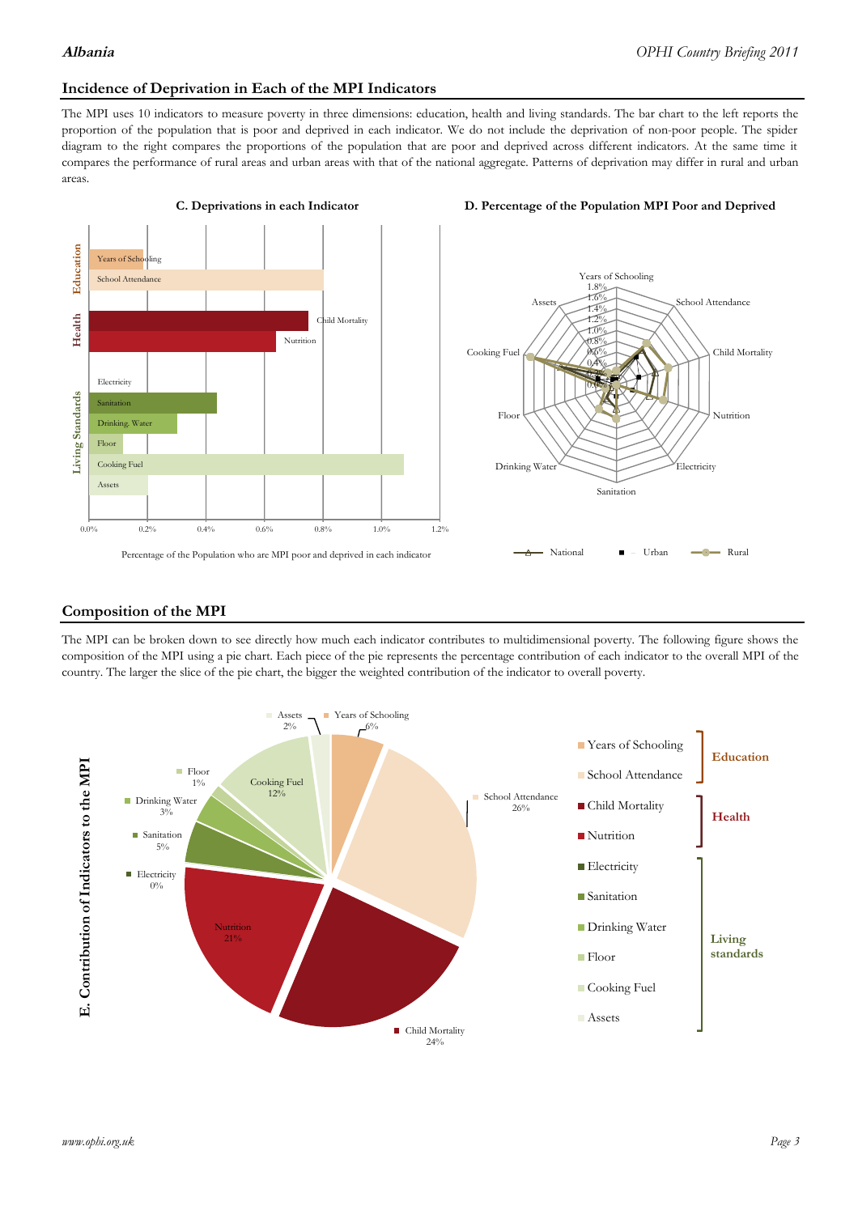## Incidence of Deprivation in Each of the MPI Indicators

The MPI uses 10 indicators to measure poverty in three dimensions: education, health and living standards. The bar chart to the left reports the proportion of the population that is poor and deprived in each indicator. We do not include the deprivation of non-poor people. The spider diagram to the right compares the proportions of the population that are poor and deprived across different indicators. At the same time it compares the performance of rural areas and urban areas with that of the national aggregate. Patterns of deprivation may differ in rural and urban areas.

**C. Deprivations in each Indicator**

Percentage of the Population who are MPI poor and deprived in each indicator

**D. Percentage of the Population MPI Poor and Deprived**

## Composition of the MPI

The MPI can be broken down to see directly how much each indicator contributes to multidimensional poverty. The following figure shows the composition of the MPI using a pie chart. Each piece of the pie represents the percentage contribution of each indicator to the overall MPI of the country. The larger the slice of the pie chart, the bigger the weighted contribution of the indicator to overall poverty.

**E. Contribution of Indicators to the MPI**

| Dimension | Indicator | Contribution |
|---|---|---|
| Education | Years of Schooling | 6% |
| | School Attendance | 26% |
| Health | Child Mortality | 24% |
| | Nutrition | 21% |
| Living standards | Electricity | 0% |
| | Sanitation | 5% |
| | Drinking Water | 3% |
| | Floor | 1% |
| | Cooking Fuel | 12% |
| | Assets | 2% |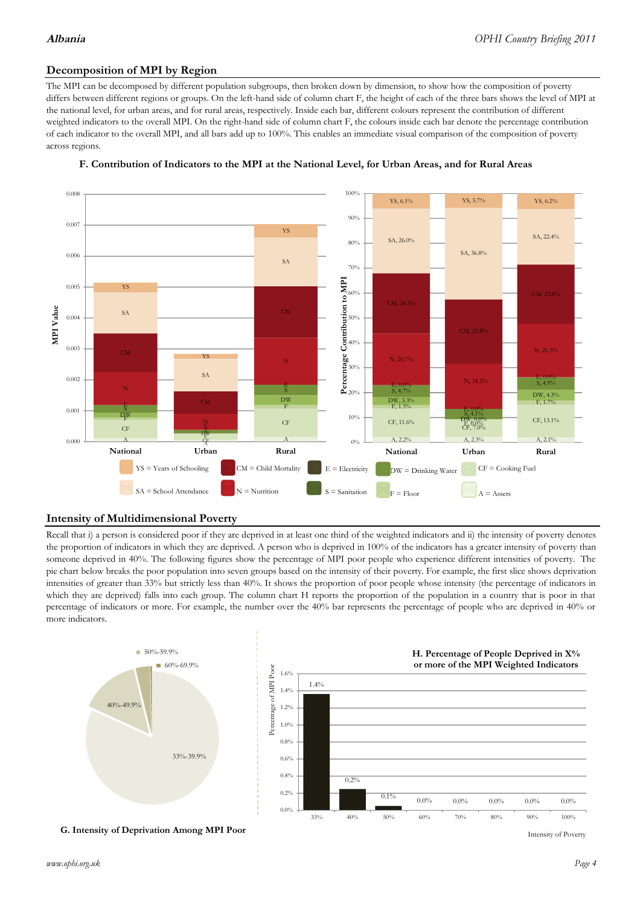## Decomposition of MPI by Region

The MPI can be decomposed by different population subgroups, then broken down by dimension, to show how the composition of poverty differs between different regions or groups. On the left-hand side of column chart F, the height of each of the three bars shows the level of MPI at the national level, for urban areas, and for rural areas, respectively. Inside each bar, different colours represent the contribution of different weighted indicators to the overall MPI. On the right-hand side of column chart F, the colours inside each bar denote the percentage contribution of each indicator to the overall MPI, and all bars add up to 100%. This enables an immediate visual comparison of the composition of poverty across regions.

**F. Contribution of Indicators to the MPI at the National Level, for Urban Areas, and for Rural Areas**

MPI Value

0.000 0.001 0.002 0.003 0.004 0.005 0.006 0.007 0.008

National Urban Rural

Percentage Contribution to MPI

0% 10% 20% 30% 40% 50% 60% 70% 80% 90% 100%

National: YS, 6.1%; SA, 26.0%; CM, 24.3%; N, 20.7%; E, 0.0%; S, 4.7%; DW, 3.3%; F, 1.3%; CF, 11.6%; A, 2.2%

Urban: YS, 5.7%; SA, 36.8%; CM, 25.8%; N, 18.2%; E, 0.0%; S, 4.1%; DW, 0.0%; F, 0.0%; CF, 7.0%; A, 2.3%

Rural: YS, 6.2%; SA, 22.4%; CM, 23.8%; N, 21.5%; E, 0.0%; S, 4.9%; DW, 4.3%; F, 1.7%; CF, 13.1%; A, 2.1%

YS = Years of Schooling
SA = School Attendance
CM = Child Mortality
N = Nutrition
E = Electricity
S = Sanitation
DW = Drinking Water
F = Floor
CF = Cooking Fuel
A = Assets

## Intensity of Multidimensional Poverty

Recall that i) a person is considered poor if they are deprived in at least one third of the weighted indicators and ii) the intensity of poverty denotes the proportion of indicators in which they are deprived. A person who is deprived in 100% of the indicators has a greater intensity of poverty than someone deprived in 40%. The following figures show the percentage of MPI poor people who experience different intensities of poverty. The pie chart below breaks the poor population into seven groups based on the intensity of their poverty. For example, the first slice shows deprivation intensities of greater than 33% but strictly less than 40%. It shows the proportion of poor people whose intensity (the percentage of indicators in which they are deprived) falls into each group. The column chart H reports the proportion of the population in a country that is poor in that percentage of indicators or more. For example, the number over the 40% bar represents the percentage of people who are deprived in 40% or more indicators.

50%-59.9%
60%-69.9%
40%-49.9%
33%-39.9%

**G. Intensity of Deprivation Among MPI Poor**

**H. Percentage of People Deprived in X% or more of the MPI Weighted Indicators**

Percentage of MPI Poor

0.0% 0.2% 0.4% 0.6% 0.8% 1.0% 1.2% 1.4% 1.6%

33%: 1.4%; 40%: 0.2%; 50%: 0.1%; 60%: 0.0%; 70%: 0.0%; 80%: 0.0%; 90%: 0.0%; 100%: 0.0%

Intensity of Poverty